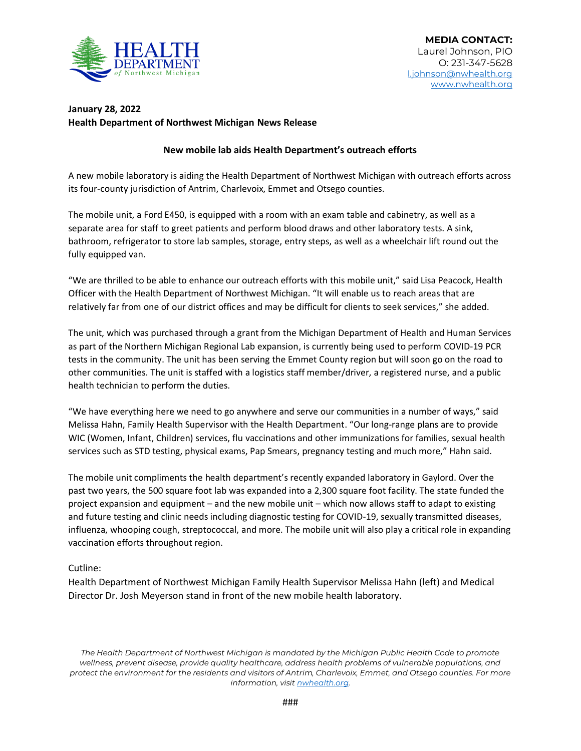HEALTH DEPARTMENT *of Northwest Michigan*

**MEDIA CONTACT:**
Laurel Johnson, PIO
O: 231-347-5628
l.johnson@nwhealth.org
www.nwhealth.org

**January 28, 2022**
**Health Department of Northwest Michigan News Release**

## New mobile lab aids Health Department's outreach efforts

A new mobile laboratory is aiding the Health Department of Northwest Michigan with outreach efforts across its four-county jurisdiction of Antrim, Charlevoix, Emmet and Otsego counties.

The mobile unit, a Ford E450, is equipped with a room with an exam table and cabinetry, as well as a separate area for staff to greet patients and perform blood draws and other laboratory tests. A sink, bathroom, refrigerator to store lab samples, storage, entry steps, as well as a wheelchair lift round out the fully equipped van.

"We are thrilled to be able to enhance our outreach efforts with this mobile unit," said Lisa Peacock, Health Officer with the Health Department of Northwest Michigan. "It will enable us to reach areas that are relatively far from one of our district offices and may be difficult for clients to seek services," she added.

The unit, which was purchased through a grant from the Michigan Department of Health and Human Services as part of the Northern Michigan Regional Lab expansion, is currently being used to perform COVID-19 PCR tests in the community. The unit has been serving the Emmet County region but will soon go on the road to other communities. The unit is staffed with a logistics staff member/driver, a registered nurse, and a public health technician to perform the duties.

"We have everything here we need to go anywhere and serve our communities in a number of ways," said Melissa Hahn, Family Health Supervisor with the Health Department. "Our long-range plans are to provide WIC (Women, Infant, Children) services, flu vaccinations and other immunizations for families, sexual health services such as STD testing, physical exams, Pap Smears, pregnancy testing and much more," Hahn said.

The mobile unit compliments the health department's recently expanded laboratory in Gaylord. Over the past two years, the 500 square foot lab was expanded into a 2,300 square foot facility. The state funded the project expansion and equipment – and the new mobile unit – which now allows staff to adapt to existing and future testing and clinic needs including diagnostic testing for COVID-19, sexually transmitted diseases, influenza, whooping cough, streptococcal, and more. The mobile unit will also play a critical role in expanding vaccination efforts throughout region.

Cutline:
Health Department of Northwest Michigan Family Health Supervisor Melissa Hahn (left) and Medical Director Dr. Josh Meyerson stand in front of the new mobile health laboratory.

*The Health Department of Northwest Michigan is mandated by the Michigan Public Health Code to promote wellness, prevent disease, provide quality healthcare, address health problems of vulnerable populations, and protect the environment for the residents and visitors of Antrim, Charlevoix, Emmet, and Otsego counties. For more information, visit nwhealth.org.*

###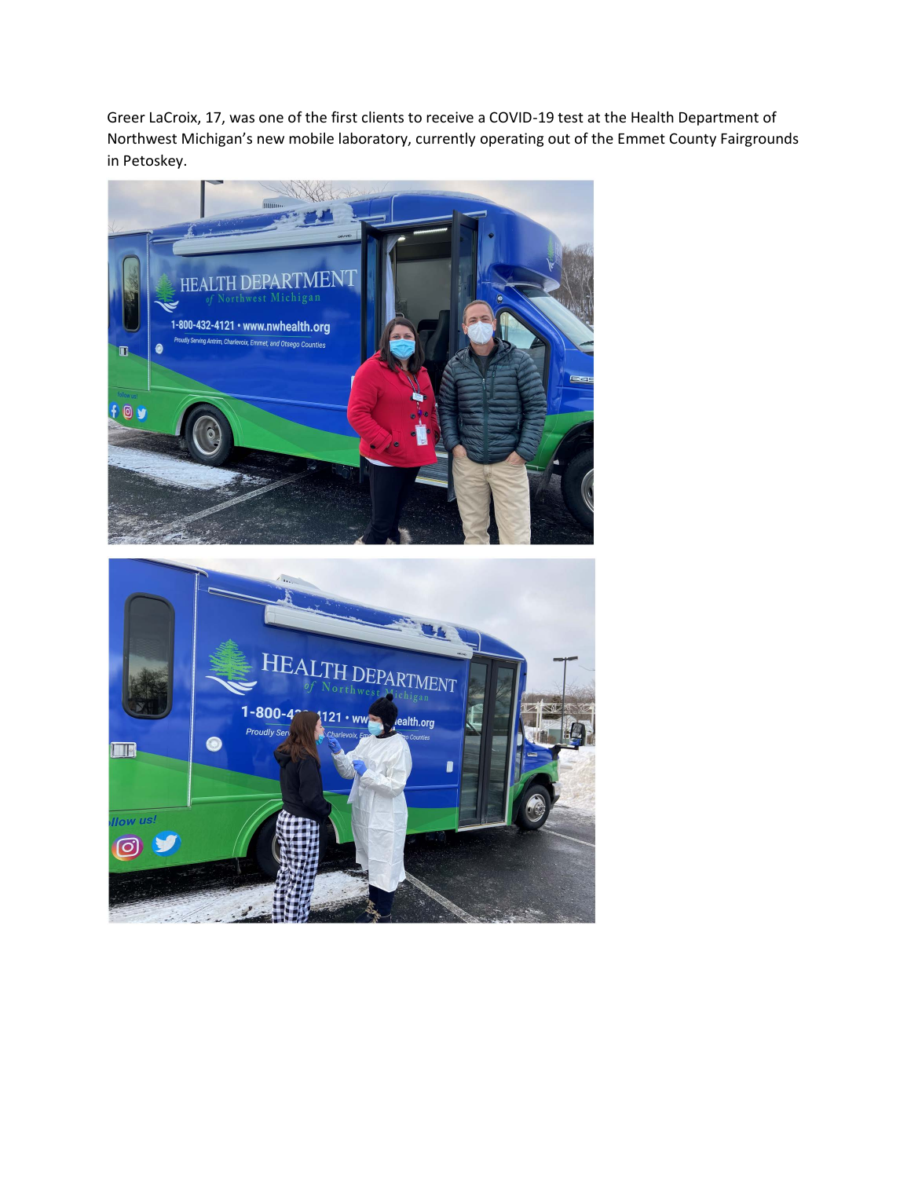Greer LaCroix, 17, was one of the first clients to receive a COVID-19 test at the Health Department of Northwest Michigan's new mobile laboratory, currently operating out of the Emmet County Fairgrounds in Petoskey.